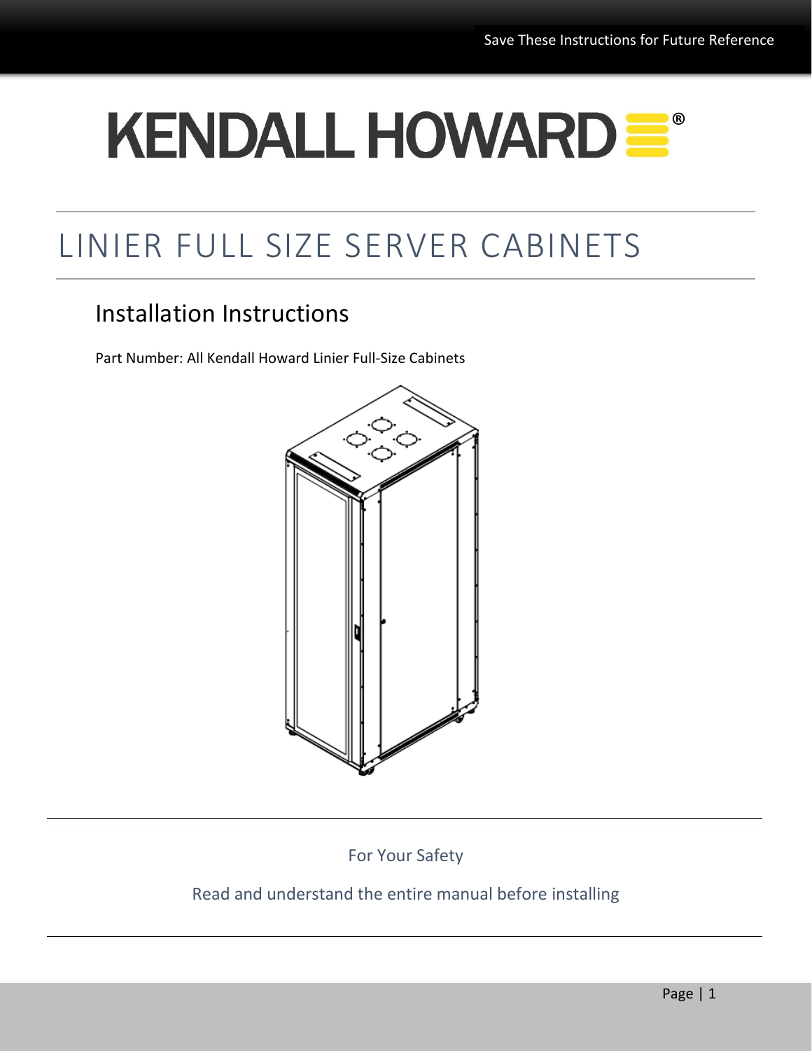Save These Instructions for Future Reference

# KENDALL HOWARD®

# LINIER FULL SIZE SERVER CABINETS

## Installation Instructions

Part Number: All Kendall Howard Linier Full-Size Cabinets

For Your Safety

Read and understand the entire manual before installing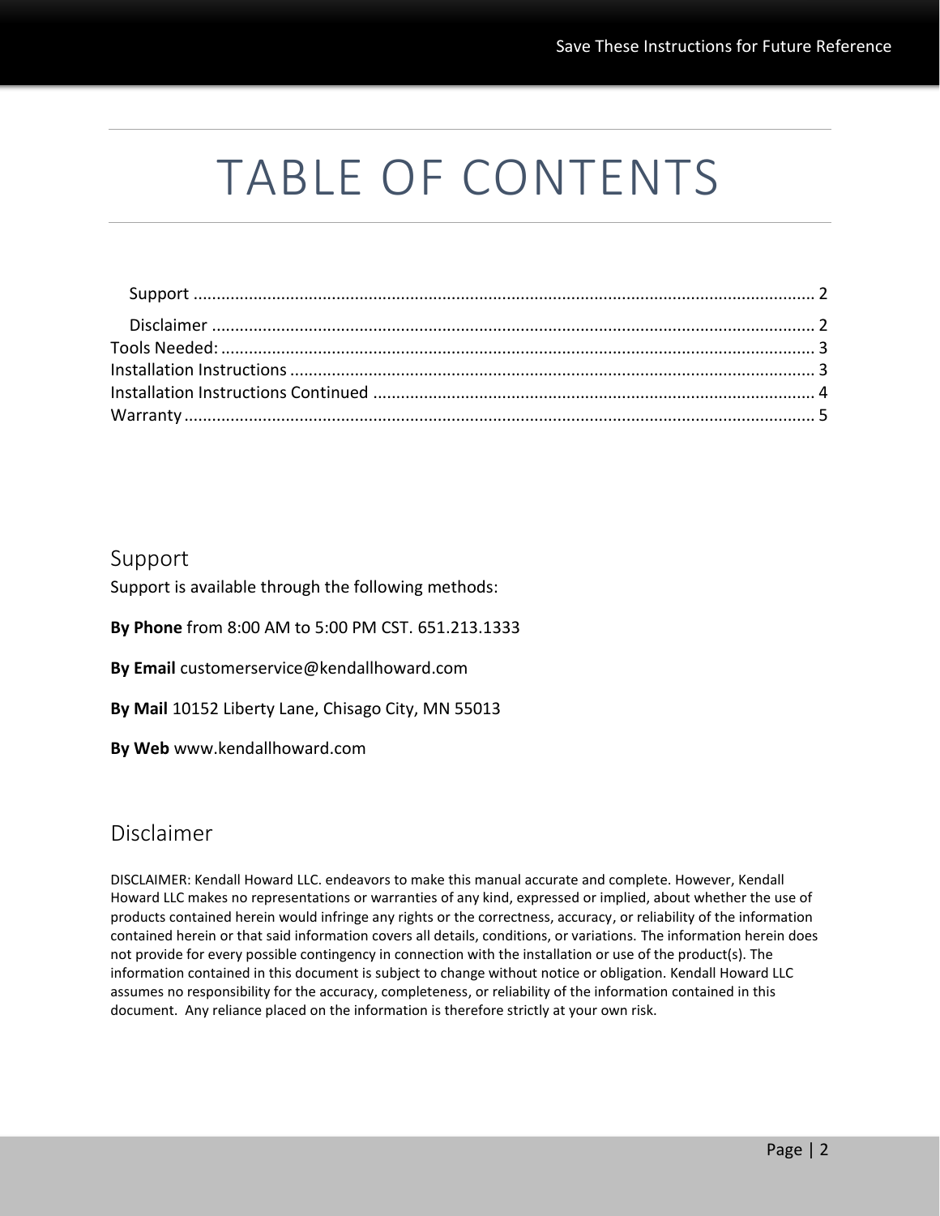# TABLE OF CONTENTS

Support ........................................................................................................................................ 2

Disclaimer .................................................................................................................................. 2

Tools Needed: ................................................................................................................................ 3

Installation Instructions ................................................................................................................. 3

Installation Instructions Continued ............................................................................................... 4

Warranty ........................................................................................................................................ 5

## Support

Support is available through the following methods:

**By Phone** from 8:00 AM to 5:00 PM CST. 651.213.1333

**By Email** customerservice@kendallhoward.com

**By Mail** 10152 Liberty Lane, Chisago City, MN 55013

**By Web** www.kendallhoward.com

## Disclaimer

DISCLAIMER: Kendall Howard LLC. endeavors to make this manual accurate and complete. However, Kendall Howard LLC makes no representations or warranties of any kind, expressed or implied, about whether the use of products contained herein would infringe any rights or the correctness, accuracy, or reliability of the information contained herein or that said information covers all details, conditions, or variations. The information herein does not provide for every possible contingency in connection with the installation or use of the product(s). The information contained in this document is subject to change without notice or obligation. Kendall Howard LLC assumes no responsibility for the accuracy, completeness, or reliability of the information contained in this document. Any reliance placed on the information is therefore strictly at your own risk.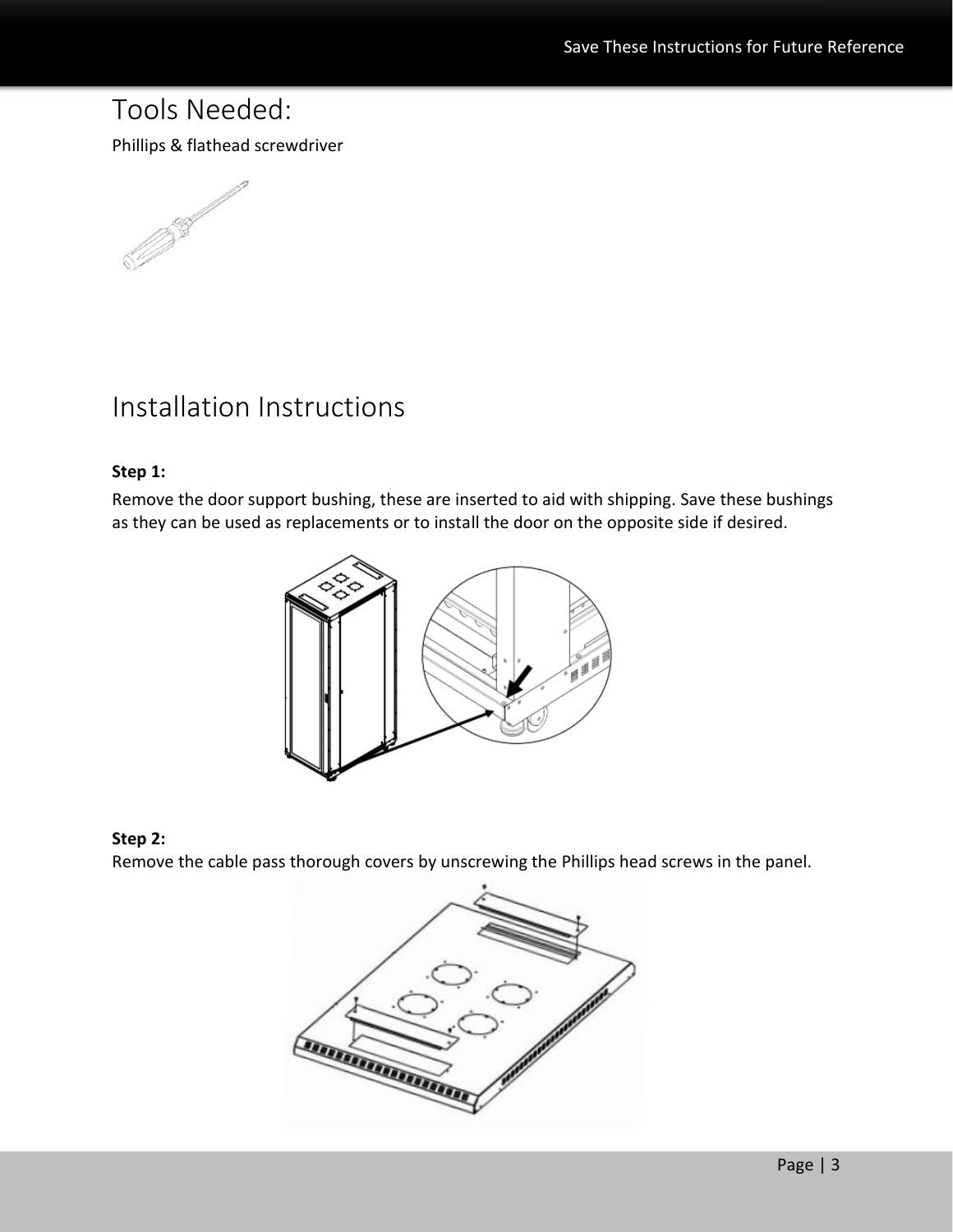# Tools Needed:

Phillips & flathead screwdriver

# Installation Instructions

**Step 1:**

Remove the door support bushing, these are inserted to aid with shipping. Save these bushings as they can be used as replacements or to install the door on the opposite side if desired.

**Step 2:**

Remove the cable pass thorough covers by unscrewing the Phillips head screws in the panel.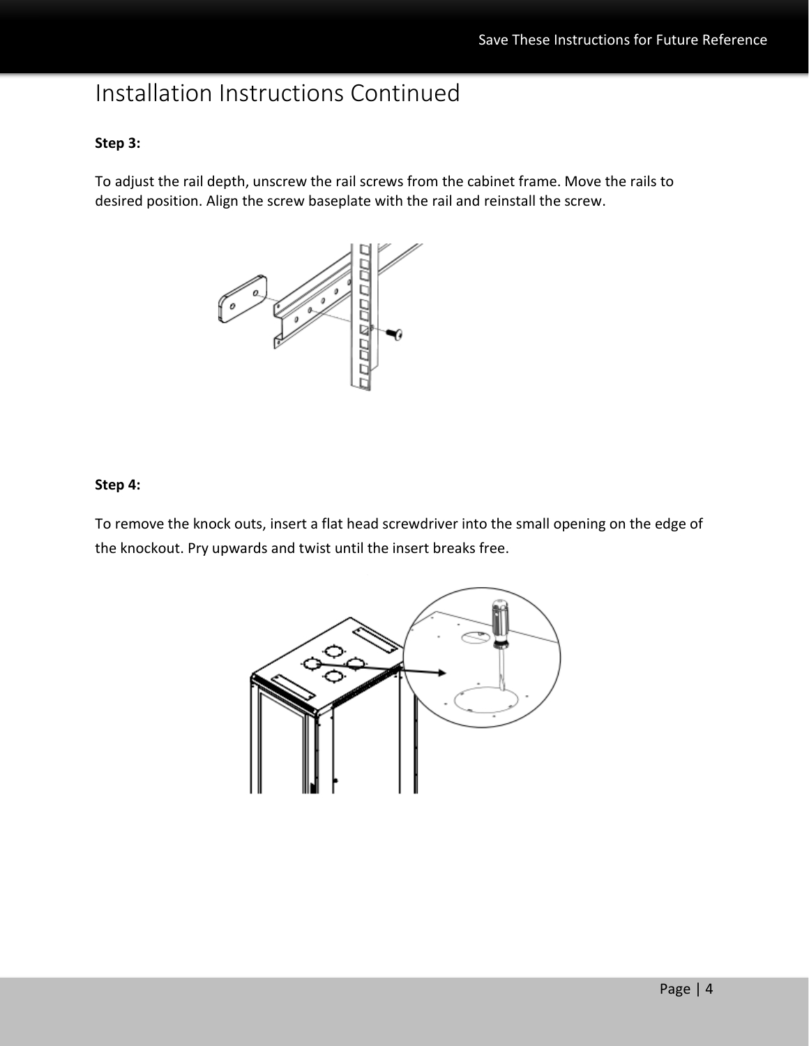# Installation Instructions Continued

**Step 3:**

To adjust the rail depth, unscrew the rail screws from the cabinet frame. Move the rails to desired position. Align the screw baseplate with the rail and reinstall the screw.

**Step 4:**

To remove the knock outs, insert a flat head screwdriver into the small opening on the edge of the knockout. Pry upwards and twist until the insert breaks free.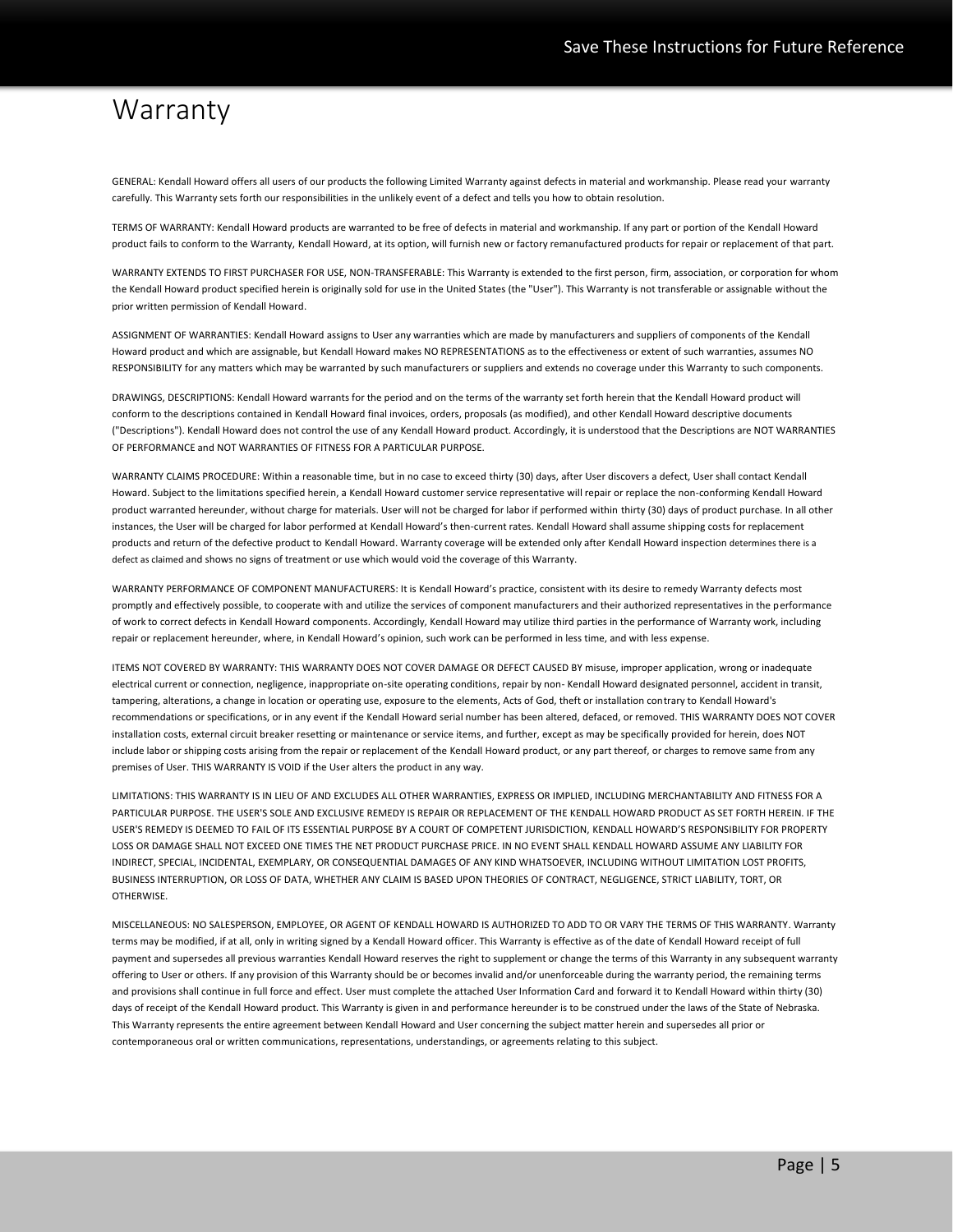# Warranty

GENERAL: Kendall Howard offers all users of our products the following Limited Warranty against defects in material and workmanship. Please read your warranty carefully. This Warranty sets forth our responsibilities in the unlikely event of a defect and tells you how to obtain resolution.

TERMS OF WARRANTY: Kendall Howard products are warranted to be free of defects in material and workmanship. If any part or portion of the Kendall Howard product fails to conform to the Warranty, Kendall Howard, at its option, will furnish new or factory remanufactured products for repair or replacement of that part.

WARRANTY EXTENDS TO FIRST PURCHASER FOR USE, NON-TRANSFERABLE: This Warranty is extended to the first person, firm, association, or corporation for whom the Kendall Howard product specified herein is originally sold for use in the United States (the "User"). This Warranty is not transferable or assignable without the prior written permission of Kendall Howard.

ASSIGNMENT OF WARRANTIES: Kendall Howard assigns to User any warranties which are made by manufacturers and suppliers of components of the Kendall Howard product and which are assignable, but Kendall Howard makes NO REPRESENTATIONS as to the effectiveness or extent of such warranties, assumes NO RESPONSIBILITY for any matters which may be warranted by such manufacturers or suppliers and extends no coverage under this Warranty to such components.

DRAWINGS, DESCRIPTIONS: Kendall Howard warrants for the period and on the terms of the warranty set forth herein that the Kendall Howard product will conform to the descriptions contained in Kendall Howard final invoices, orders, proposals (as modified), and other Kendall Howard descriptive documents ("Descriptions"). Kendall Howard does not control the use of any Kendall Howard product. Accordingly, it is understood that the Descriptions are NOT WARRANTIES OF PERFORMANCE and NOT WARRANTIES OF FITNESS FOR A PARTICULAR PURPOSE.

WARRANTY CLAIMS PROCEDURE: Within a reasonable time, but in no case to exceed thirty (30) days, after User discovers a defect, User shall contact Kendall Howard. Subject to the limitations specified herein, a Kendall Howard customer service representative will repair or replace the non-conforming Kendall Howard product warranted hereunder, without charge for materials. User will not be charged for labor if performed within thirty (30) days of product purchase. In all other instances, the User will be charged for labor performed at Kendall Howard's then-current rates. Kendall Howard shall assume shipping costs for replacement products and return of the defective product to Kendall Howard. Warranty coverage will be extended only after Kendall Howard inspection determines there is a defect as claimed and shows no signs of treatment or use which would void the coverage of this Warranty.

WARRANTY PERFORMANCE OF COMPONENT MANUFACTURERS: It is Kendall Howard's practice, consistent with its desire to remedy Warranty defects most promptly and effectively possible, to cooperate with and utilize the services of component manufacturers and their authorized representatives in the performance of work to correct defects in Kendall Howard components. Accordingly, Kendall Howard may utilize third parties in the performance of Warranty work, including repair or replacement hereunder, where, in Kendall Howard's opinion, such work can be performed in less time, and with less expense.

ITEMS NOT COVERED BY WARRANTY: THIS WARRANTY DOES NOT COVER DAMAGE OR DEFECT CAUSED BY misuse, improper application, wrong or inadequate electrical current or connection, negligence, inappropriate on-site operating conditions, repair by non- Kendall Howard designated personnel, accident in transit, tampering, alterations, a change in location or operating use, exposure to the elements, Acts of God, theft or installation contrary to Kendall Howard's recommendations or specifications, or in any event if the Kendall Howard serial number has been altered, defaced, or removed. THIS WARRANTY DOES NOT COVER installation costs, external circuit breaker resetting or maintenance or service items, and further, except as may be specifically provided for herein, does NOT include labor or shipping costs arising from the repair or replacement of the Kendall Howard product, or any part thereof, or charges to remove same from any premises of User. THIS WARRANTY IS VOID if the User alters the product in any way.

LIMITATIONS: THIS WARRANTY IS IN LIEU OF AND EXCLUDES ALL OTHER WARRANTIES, EXPRESS OR IMPLIED, INCLUDING MERCHANTABILITY AND FITNESS FOR A PARTICULAR PURPOSE. THE USER'S SOLE AND EXCLUSIVE REMEDY IS REPAIR OR REPLACEMENT OF THE KENDALL HOWARD PRODUCT AS SET FORTH HEREIN. IF THE USER'S REMEDY IS DEEMED TO FAIL OF ITS ESSENTIAL PURPOSE BY A COURT OF COMPETENT JURISDICTION, KENDALL HOWARD'S RESPONSIBILITY FOR PROPERTY LOSS OR DAMAGE SHALL NOT EXCEED ONE TIMES THE NET PRODUCT PURCHASE PRICE. IN NO EVENT SHALL KENDALL HOWARD ASSUME ANY LIABILITY FOR INDIRECT, SPECIAL, INCIDENTAL, EXEMPLARY, OR CONSEQUENTIAL DAMAGES OF ANY KIND WHATSOEVER, INCLUDING WITHOUT LIMITATION LOST PROFITS, BUSINESS INTERRUPTION, OR LOSS OF DATA, WHETHER ANY CLAIM IS BASED UPON THEORIES OF CONTRACT, NEGLIGENCE, STRICT LIABILITY, TORT, OR OTHERWISE.

MISCELLANEOUS: NO SALESPERSON, EMPLOYEE, OR AGENT OF KENDALL HOWARD IS AUTHORIZED TO ADD TO OR VARY THE TERMS OF THIS WARRANTY. Warranty terms may be modified, if at all, only in writing signed by a Kendall Howard officer. This Warranty is effective as of the date of Kendall Howard receipt of full payment and supersedes all previous warranties Kendall Howard reserves the right to supplement or change the terms of this Warranty in any subsequent warranty offering to User or others. If any provision of this Warranty should be or becomes invalid and/or unenforceable during the warranty period, the remaining terms and provisions shall continue in full force and effect. User must complete the attached User Information Card and forward it to Kendall Howard within thirty (30) days of receipt of the Kendall Howard product. This Warranty is given in and performance hereunder is to be construed under the laws of the State of Nebraska. This Warranty represents the entire agreement between Kendall Howard and User concerning the subject matter herein and supersedes all prior or contemporaneous oral or written communications, representations, understandings, or agreements relating to this subject.